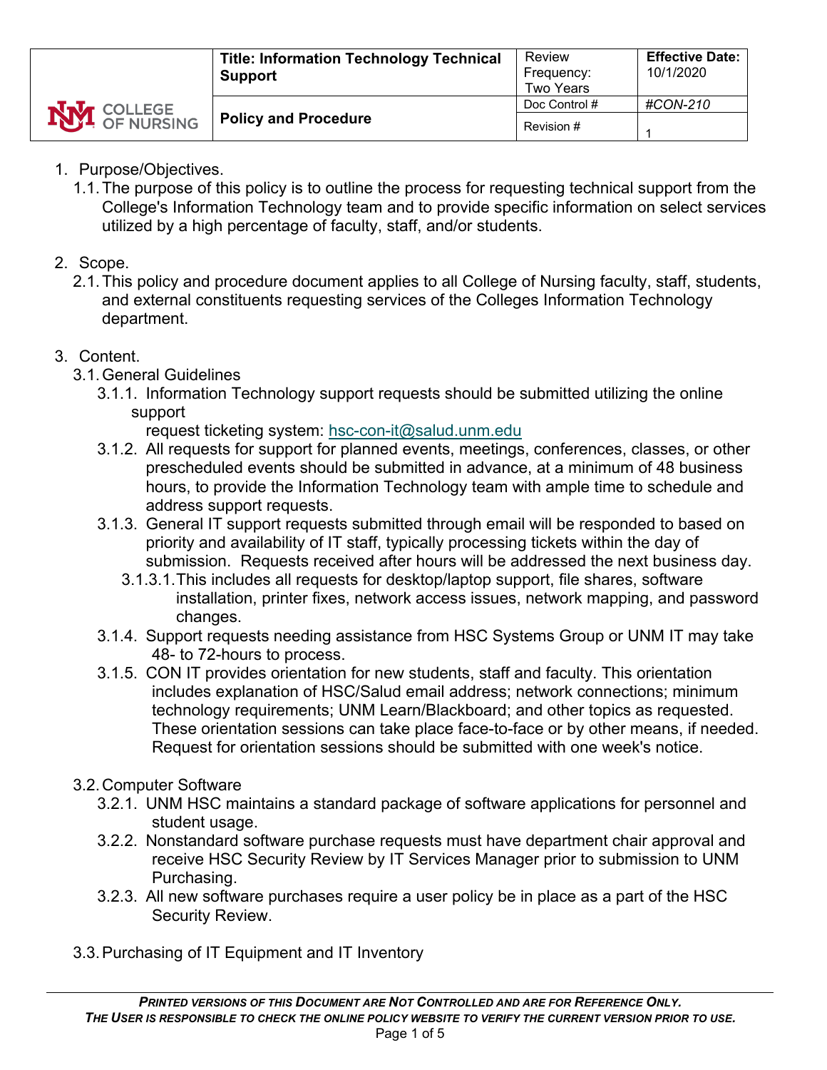| COLLEGE OF NURSING | **Title: Information Technology Technical Support** | Review Frequency: Two Years | **Effective Date:** 10/1/2020 |
|---|---|---|---|
| | **Policy and Procedure** | Doc Control # | *#CON-210* |
| | | Revision # | 1 |

1. Purpose/Objectives.
   1.1. The purpose of this policy is to outline the process for requesting technical support from the College's Information Technology team and to provide specific information on select services utilized by a high percentage of faculty, staff, and/or students.

2. Scope.
   2.1. This policy and procedure document applies to all College of Nursing faculty, staff, students, and external constituents requesting services of the Colleges Information Technology department.

3. Content.
   3.1. General Guidelines
      3.1.1. Information Technology support requests should be submitted utilizing the online support request ticketing system: hsc-con-it@salud.unm.edu
      3.1.2. All requests for support for planned events, meetings, conferences, classes, or other prescheduled events should be submitted in advance, at a minimum of 48 business hours, to provide the Information Technology team with ample time to schedule and address support requests.
      3.1.3. General IT support requests submitted through email will be responded to based on priority and availability of IT staff, typically processing tickets within the day of submission. Requests received after hours will be addressed the next business day.
         3.1.3.1. This includes all requests for desktop/laptop support, file shares, software installation, printer fixes, network access issues, network mapping, and password changes.
      3.1.4. Support requests needing assistance from HSC Systems Group or UNM IT may take 48- to 72-hours to process.
      3.1.5. CON IT provides orientation for new students, staff and faculty. This orientation includes explanation of HSC/Salud email address; network connections; minimum technology requirements; UNM Learn/Blackboard; and other topics as requested. These orientation sessions can take place face-to-face or by other means, if needed. Request for orientation sessions should be submitted with one week's notice.

   3.2. Computer Software
      3.2.1. UNM HSC maintains a standard package of software applications for personnel and student usage.
      3.2.2. Nonstandard software purchase requests must have department chair approval and receive HSC Security Review by IT Services Manager prior to submission to UNM Purchasing.
      3.2.3. All new software purchases require a user policy be in place as a part of the HSC Security Review.

   3.3. Purchasing of IT Equipment and IT Inventory

***Printed versions of this Document are Not Controlled and are for Reference Only.***
***The User is responsible to check the online policy website to verify the current version prior to use.***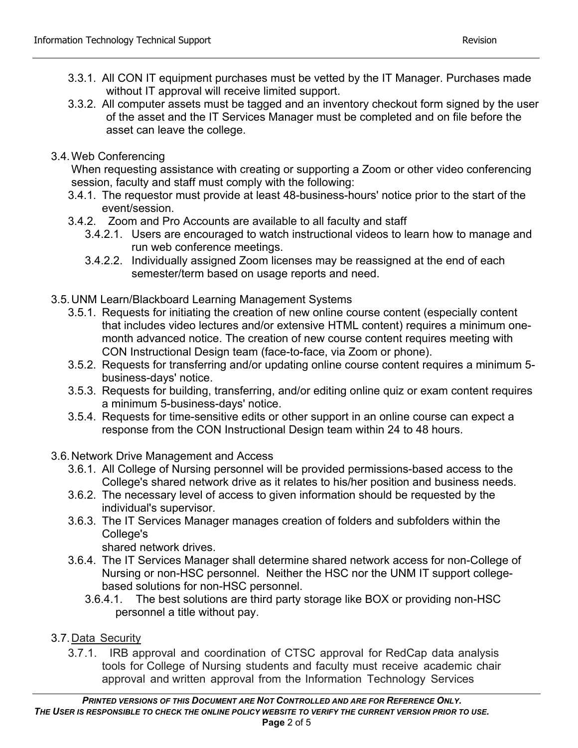- 3.3.1. All CON IT equipment purchases must be vetted by the IT Manager. Purchases made without IT approval will receive limited support.
- 3.3.2. All computer assets must be tagged and an inventory checkout form signed by the user of the asset and the IT Services Manager must be completed and on file before the asset can leave the college.

3.4. Web Conferencing

When requesting assistance with creating or supporting a Zoom or other video conferencing session, faculty and staff must comply with the following:

- 3.4.1. The requestor must provide at least 48-business-hours' notice prior to the start of the event/session.
- 3.4.2. Zoom and Pro Accounts are available to all faculty and staff
  - 3.4.2.1. Users are encouraged to watch instructional videos to learn how to manage and run web conference meetings.
  - 3.4.2.2. Individually assigned Zoom licenses may be reassigned at the end of each semester/term based on usage reports and need.

3.5. UNM Learn/Blackboard Learning Management Systems

- 3.5.1. Requests for initiating the creation of new online course content (especially content that includes video lectures and/or extensive HTML content) requires a minimum one-month advanced notice. The creation of new course content requires meeting with CON Instructional Design team (face-to-face, via Zoom or phone).
- 3.5.2. Requests for transferring and/or updating online course content requires a minimum 5-business-days' notice.
- 3.5.3. Requests for building, transferring, and/or editing online quiz or exam content requires a minimum 5-business-days' notice.
- 3.5.4. Requests for time-sensitive edits or other support in an online course can expect a response from the CON Instructional Design team within 24 to 48 hours.

3.6. Network Drive Management and Access

- 3.6.1. All College of Nursing personnel will be provided permissions-based access to the College's shared network drive as it relates to his/her position and business needs.
- 3.6.2. The necessary level of access to given information should be requested by the individual's supervisor.
- 3.6.3. The IT Services Manager manages creation of folders and subfolders within the College's shared network drives.
- 3.6.4. The IT Services Manager shall determine shared network access for non-College of Nursing or non-HSC personnel. Neither the HSC nor the UNM IT support college-based solutions for non-HSC personnel.
  - 3.6.4.1. The best solutions are third party storage like BOX or providing non-HSC personnel a title without pay.

3.7. <u>Data Security</u>

- 3.7.1. IRB approval and coordination of CTSC approval for RedCap data analysis tools for College of Nursing students and faculty must receive academic chair approval and written approval from the Information Technology Services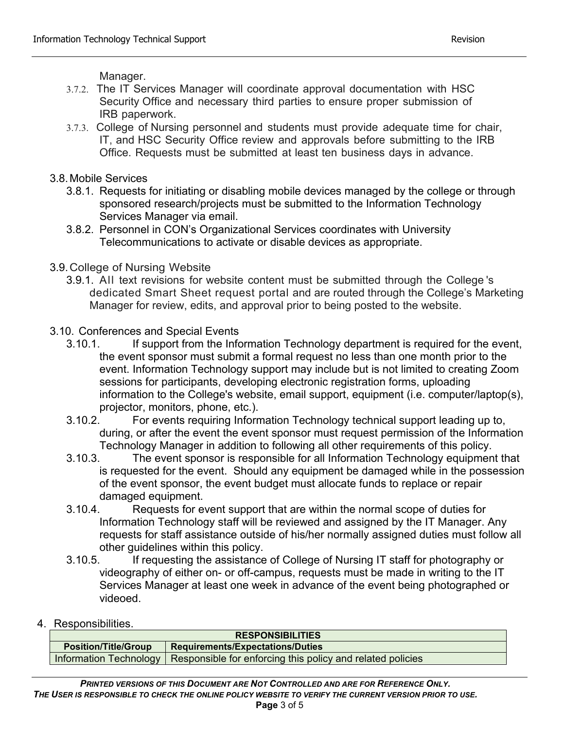Manager.

- 3.7.2. The IT Services Manager will coordinate approval documentation with HSC Security Office and necessary third parties to ensure proper submission of IRB paperwork.
- 3.7.3. College of Nursing personnel and students must provide adequate time for chair, IT, and HSC Security Office review and approvals before submitting to the IRB Office. Requests must be submitted at least ten business days in advance.

3.8. Mobile Services

- 3.8.1. Requests for initiating or disabling mobile devices managed by the college or through sponsored research/projects must be submitted to the Information Technology Services Manager via email.
- 3.8.2. Personnel in CON's Organizational Services coordinates with University Telecommunications to activate or disable devices as appropriate.

3.9. College of Nursing Website

- 3.9.1. All text revisions for website content must be submitted through the College's dedicated Smart Sheet request portal and are routed through the College's Marketing Manager for review, edits, and approval prior to being posted to the website.

3.10. Conferences and Special Events

- 3.10.1. If support from the Information Technology department is required for the event, the event sponsor must submit a formal request no less than one month prior to the event. Information Technology support may include but is not limited to creating Zoom sessions for participants, developing electronic registration forms, uploading information to the College's website, email support, equipment (i.e. computer/laptop(s), projector, monitors, phone, etc.).
- 3.10.2. For events requiring Information Technology technical support leading up to, during, or after the event the event sponsor must request permission of the Information Technology Manager in addition to following all other requirements of this policy.
- 3.10.3. The event sponsor is responsible for all Information Technology equipment that is requested for the event. Should any equipment be damaged while in the possession of the event sponsor, the event budget must allocate funds to replace or repair damaged equipment.
- 3.10.4. Requests for event support that are within the normal scope of duties for Information Technology staff will be reviewed and assigned by the IT Manager. Any requests for staff assistance outside of his/her normally assigned duties must follow all other guidelines within this policy.
- 3.10.5. If requesting the assistance of College of Nursing IT staff for photography or videography of either on- or off-campus, requests must be made in writing to the IT Services Manager at least one week in advance of the event being photographed or videoed.

4. Responsibilities.

| RESPONSIBILITIES | |
|---|---|
| **Position/Title/Group** | **Requirements/Expectations/Duties** |
| Information Technology | Responsible for enforcing this policy and related policies |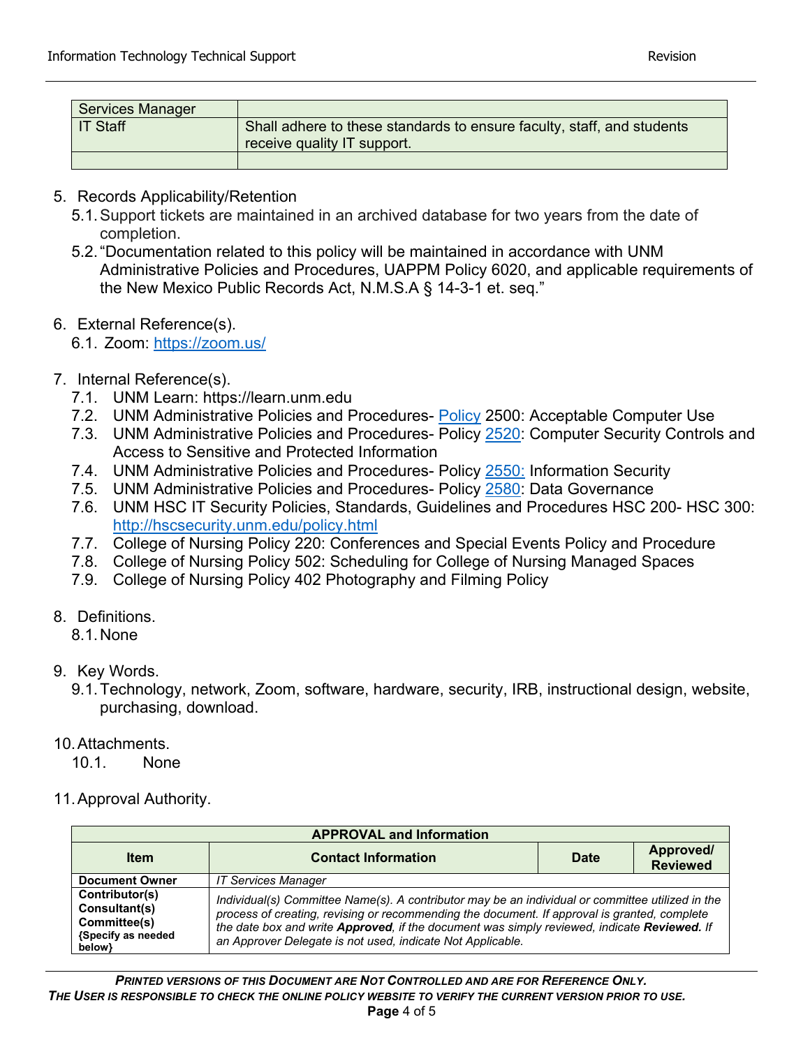| Services Manager | |
|---|---|
| IT Staff | Shall adhere to these standards to ensure faculty, staff, and students receive quality IT support. |
| | |

5. Records Applicability/Retention
   5.1. Support tickets are maintained in an archived database for two years from the date of completion.
   5.2. "Documentation related to this policy will be maintained in accordance with UNM Administrative Policies and Procedures, UAPPM Policy 6020, and applicable requirements of the New Mexico Public Records Act, N.M.S.A § 14-3-1 et. seq."

6. External Reference(s).
   6.1. Zoom: https://zoom.us/

7. Internal Reference(s).
   7.1. UNM Learn: https://learn.unm.edu
   7.2. UNM Administrative Policies and Procedures- Policy 2500: Acceptable Computer Use
   7.3. UNM Administrative Policies and Procedures- Policy 2520: Computer Security Controls and Access to Sensitive and Protected Information
   7.4. UNM Administrative Policies and Procedures- Policy 2550: Information Security
   7.5. UNM Administrative Policies and Procedures- Policy 2580: Data Governance
   7.6. UNM HSC IT Security Policies, Standards, Guidelines and Procedures HSC 200- HSC 300: http://hscsecurity.unm.edu/policy.html
   7.7. College of Nursing Policy 220: Conferences and Special Events Policy and Procedure
   7.8. College of Nursing Policy 502: Scheduling for College of Nursing Managed Spaces
   7.9. College of Nursing Policy 402 Photography and Filming Policy

8. Definitions.
   8.1. None

9. Key Words.
   9.1. Technology, network, Zoom, software, hardware, security, IRB, instructional design, website, purchasing, download.

10. Attachments.
    10.1. None

11. Approval Authority.

| APPROVAL and Information | | | |
|---|---|---|---|
| **Item** | **Contact Information** | **Date** | **Approved/ Reviewed** |
| **Document Owner** | *IT Services Manager* | | |
| **Contributor(s) Consultant(s) Committee(s) {Specify as needed below}** | *Individual(s) Committee Name(s). A contributor may be an individual or committee utilized in the process of creating, revising or recommending the document. If approval is granted, complete the date box and write **Approved**, if the document was simply reviewed, indicate **Reviewed.** If an Approver Delegate is not used, indicate Not Applicable.* | | |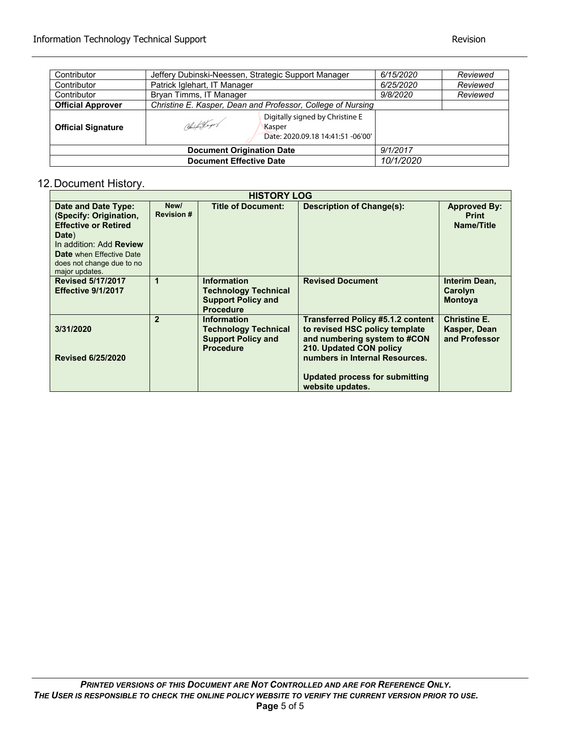| | | | |
|---|---|---|---|
| Contributor | Jeffery Dubinski-Neessen, Strategic Support Manager | *6/15/2020* | *Reviewed* |
| Contributor | Patrick Iglehart, IT Manager | *6/25/2020* | *Reviewed* |
| Contributor | Bryan Timms, IT Manager | *9/8/2020* | *Reviewed* |
| **Official Approver** | *Christine E. Kasper, Dean and Professor, College of Nursing* | | |
| **Official Signature** | Digitally signed by Christine E Kasper Date: 2020.09.18 14:41:51 -06'00' | | |
| **Document Origination Date** | | *9/1/2017* | |
| **Document Effective Date** | | *10/1/2020* | |

## 12. Document History.

| **HISTORY LOG** | | | | |
|---|---|---|---|---|
| **Date and Date Type: (Specify: Origination, Effective or Retired Date)** In addition: Add **Review Date** when Effective Date does not change due to no major updates. | **New/ Revision #** | **Title of Document:** | **Description of Change(s):** | **Approved By: Print Name/Title** |
| **Revised 5/17/2017 Effective 9/1/2017** | **1** | **Information Technology Technical Support Policy and Procedure** | **Revised Document** | **Interim Dean, Carolyn Montoya** |
| **3/31/2020** **Revised 6/25/2020** | **2** | **Information Technology Technical Support Policy and Procedure** | **Transferred Policy #5.1.2 content to revised HSC policy template and numbering system to #CON 210. Updated CON policy numbers in Internal Resources.** **Updated process for submitting website updates.** | **Christine E. Kasper, Dean and Professor** |

***PRINTED VERSIONS OF THIS DOCUMENT ARE NOT CONTROLLED AND ARE FOR REFERENCE ONLY.***
***THE USER IS RESPONSIBLE TO CHECK THE ONLINE POLICY WEBSITE TO VERIFY THE CURRENT VERSION PRIOR TO USE.***